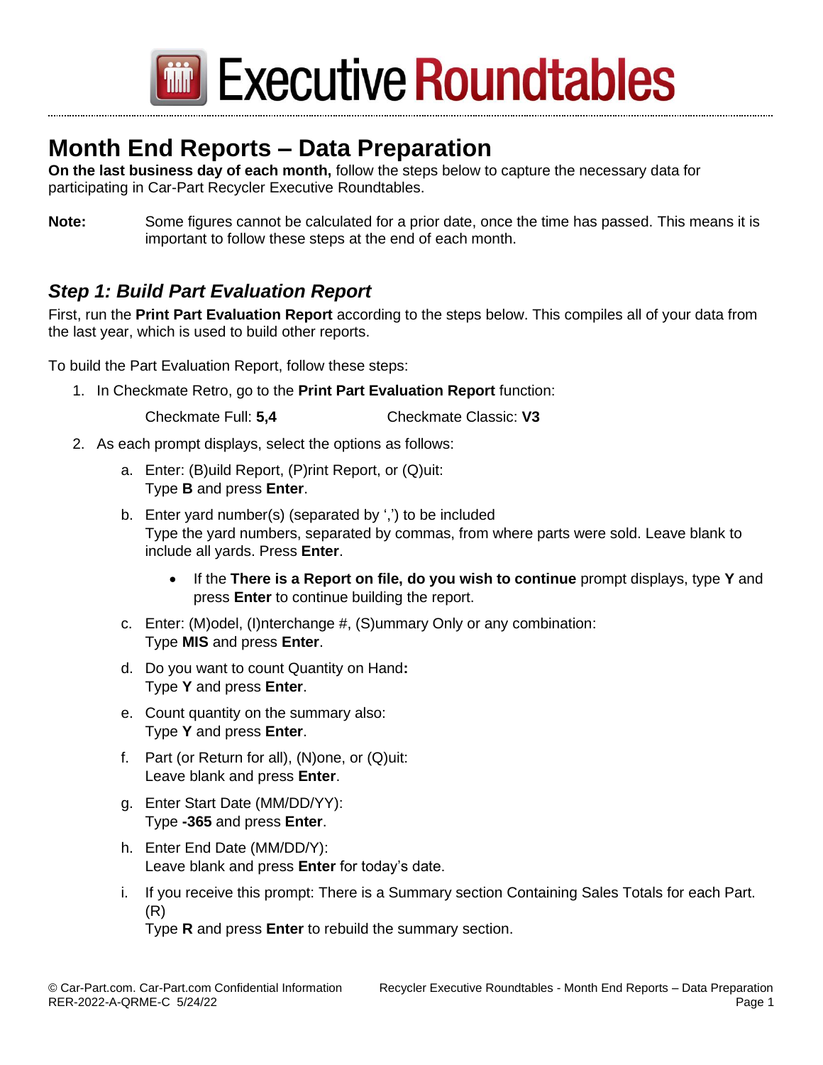Executive Roundtables

# Month End Reports – Data Preparation

**On the last business day of each month,** follow the steps below to capture the necessary data for participating in Car-Part Recycler Executive Roundtables.

**Note:** Some figures cannot be calculated for a prior date, once the time has passed. This means it is important to follow these steps at the end of each month.

## *Step 1: Build Part Evaluation Report*

First, run the **Print Part Evaluation Report** according to the steps below. This compiles all of your data from the last year, which is used to build other reports.

To build the Part Evaluation Report, follow these steps:

1. In Checkmate Retro, go to the **Print Part Evaluation Report** function:

   Checkmate Full: **5,4** Checkmate Classic: **V3**

2. As each prompt displays, select the options as follows:

   a. Enter: (B)uild Report, (P)rint Report, or (Q)uit:
      Type **B** and press **Enter**.

   b. Enter yard number(s) (separated by ',') to be included
      Type the yard numbers, separated by commas, from where parts were sold. Leave blank to include all yards. Press **Enter**.

      - If the **There is a Report on file, do you wish to continue** prompt displays, type **Y** and press **Enter** to continue building the report.

   c. Enter: (M)odel, (I)nterchange #, (S)ummary Only or any combination:
      Type **MIS** and press **Enter**.

   d. Do you want to count Quantity on Hand**:**
      Type **Y** and press **Enter**.

   e. Count quantity on the summary also:
      Type **Y** and press **Enter**.

   f. Part (or Return for all), (N)one, or (Q)uit:
      Leave blank and press **Enter**.

   g. Enter Start Date (MM/DD/YY):
      Type **-365** and press **Enter**.

   h. Enter End Date (MM/DD/Y):
      Leave blank and press **Enter** for today's date.

   i. If you receive this prompt: There is a Summary section Containing Sales Totals for each Part. (R)
      Type **R** and press **Enter** to rebuild the summary section.

© Car-Part.com. Car-Part.com Confidential Information
RER-2022-A-QRME-C 5/24/22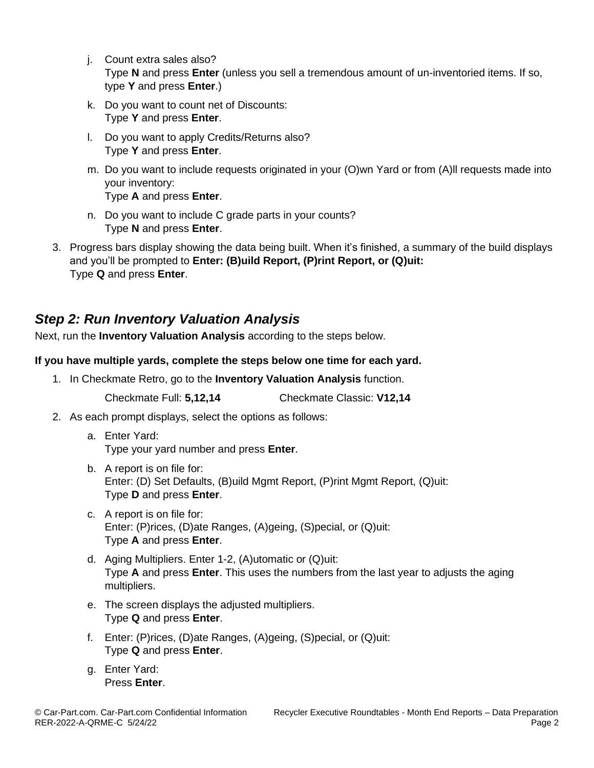j. Count extra sales also?
   Type **N** and press **Enter** (unless you sell a tremendous amount of un-inventoried items. If so, type **Y** and press **Enter**.)

k. Do you want to count net of Discounts:
   Type **Y** and press **Enter**.

l. Do you want to apply Credits/Returns also?
   Type **Y** and press **Enter**.

m. Do you want to include requests originated in your (O)wn Yard or from (A)ll requests made into your inventory:
   Type **A** and press **Enter**.

n. Do you want to include C grade parts in your counts?
   Type **N** and press **Enter**.

3. Progress bars display showing the data being built. When it's finished, a summary of the build displays and you'll be prompted to **Enter: (B)uild Report, (P)rint Report, or (Q)uit:**
   Type **Q** and press **Enter**.

## *Step 2: Run Inventory Valuation Analysis*

Next, run the **Inventory Valuation Analysis** according to the steps below.

**If you have multiple yards, complete the steps below one time for each yard.**

1. In Checkmate Retro, go to the **Inventory Valuation Analysis** function.

   Checkmate Full: **5,12,14**     Checkmate Classic: **V12,14**

2. As each prompt displays, select the options as follows:

   a. Enter Yard:
      Type your yard number and press **Enter**.

   b. A report is on file for:
      Enter: (D) Set Defaults, (B)uild Mgmt Report, (P)rint Mgmt Report, (Q)uit:
      Type **D** and press **Enter**.

   c. A report is on file for:
      Enter: (P)rices, (D)ate Ranges, (A)geing, (S)pecial, or (Q)uit:
      Type **A** and press **Enter**.

   d. Aging Multipliers. Enter 1-2, (A)utomatic or (Q)uit:
      Type **A** and press **Enter**. This uses the numbers from the last year to adjusts the aging multipliers.

   e. The screen displays the adjusted multipliers.
      Type **Q** and press **Enter**.

   f. Enter: (P)rices, (D)ate Ranges, (A)geing, (S)pecial, or (Q)uit:
      Type **Q** and press **Enter**.

   g. Enter Yard:
      Press **Enter**.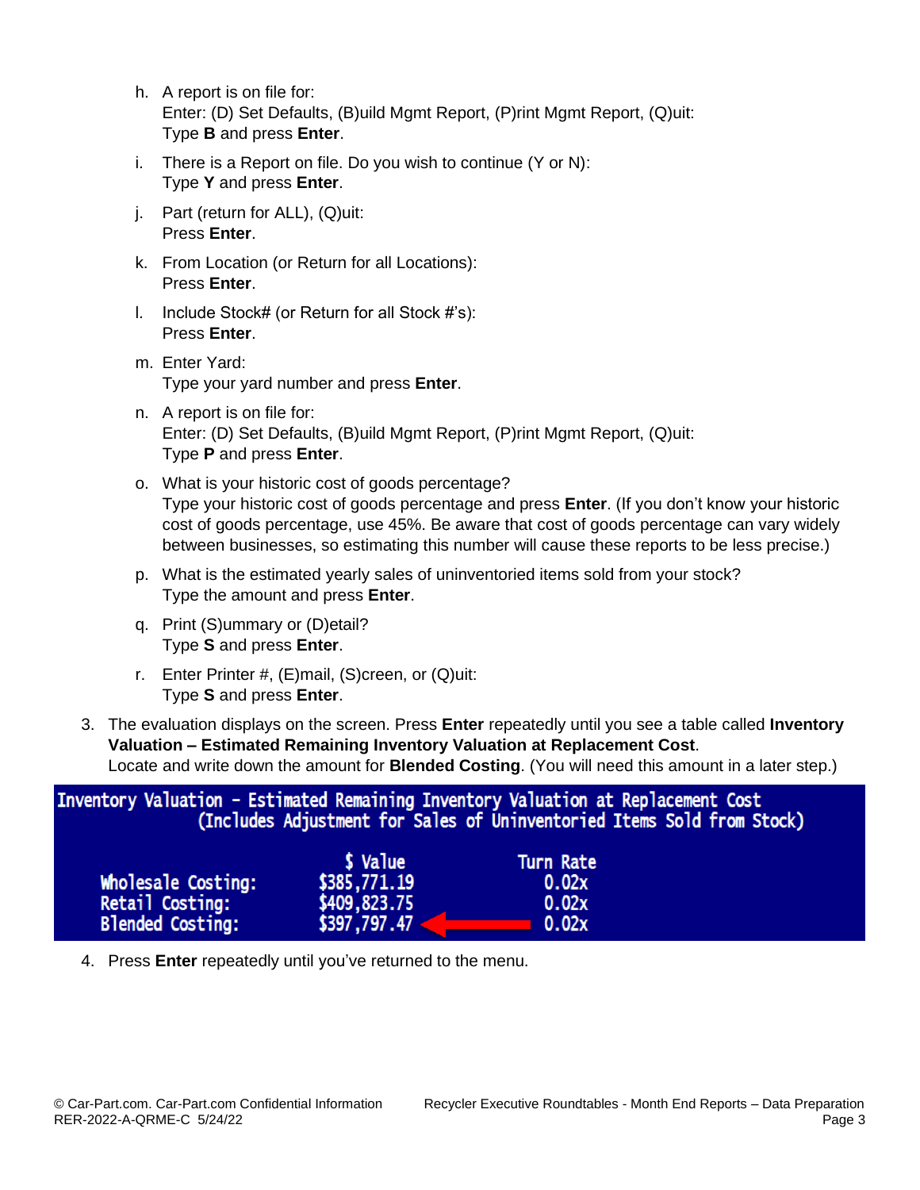h. A report is on file for:
   Enter: (D) Set Defaults, (B)uild Mgmt Report, (P)rint Mgmt Report, (Q)uit:
   Type **B** and press **Enter**.

i. There is a Report on file. Do you wish to continue (Y or N):
   Type **Y** and press **Enter**.

j. Part (return for ALL), (Q)uit:
   Press **Enter**.

k. From Location (or Return for all Locations):
   Press **Enter**.

l. Include Stock# (or Return for all Stock #'s):
   Press **Enter**.

m. Enter Yard:
   Type your yard number and press **Enter**.

n. A report is on file for:
   Enter: (D) Set Defaults, (B)uild Mgmt Report, (P)rint Mgmt Report, (Q)uit:
   Type **P** and press **Enter**.

o. What is your historic cost of goods percentage?
   Type your historic cost of goods percentage and press **Enter**. (If you don't know your historic cost of goods percentage, use 45%. Be aware that cost of goods percentage can vary widely between businesses, so estimating this number will cause these reports to be less precise.)

p. What is the estimated yearly sales of uninventoried items sold from your stock?
   Type the amount and press **Enter**.

q. Print (S)ummary or (D)etail?
   Type **S** and press **Enter**.

r. Enter Printer #, (E)mail, (S)creen, or (Q)uit:
   Type **S** and press **Enter**.

3. The evaluation displays on the screen. Press **Enter** repeatedly until you see a table called **Inventory Valuation – Estimated Remaining Inventory Valuation at Replacement Cost**.
   Locate and write down the amount for **Blended Costing**. (You will need this amount in a later step.)

```
Inventory Valuation - Estimated Remaining Inventory Valuation at Replacement Cost
           (Includes Adjustment for Sales of Uninventoried Items Sold from Stock)

                          $ Value           Turn Rate
   Wholesale Costing:   $385,771.19           0.02x
   Retail Costing:      $409,823.75           0.02x
   Blended Costing:     $397,797.47  <----    0.02x
```

4. Press **Enter** repeatedly until you've returned to the menu.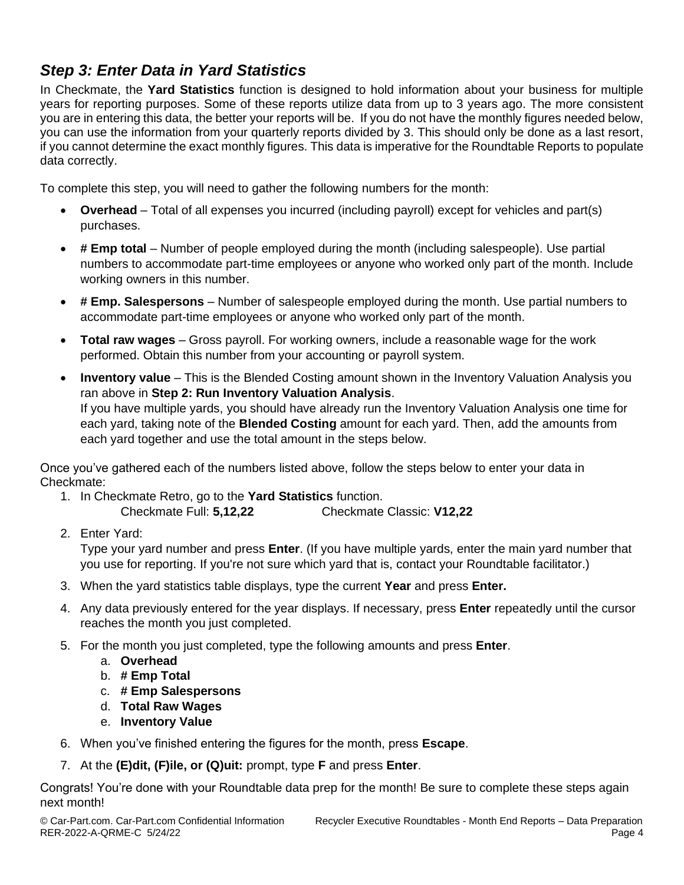## *Step 3: Enter Data in Yard Statistics*

In Checkmate, the **Yard Statistics** function is designed to hold information about your business for multiple years for reporting purposes. Some of these reports utilize data from up to 3 years ago. The more consistent you are in entering this data, the better your reports will be. If you do not have the monthly figures needed below, you can use the information from your quarterly reports divided by 3. This should only be done as a last resort, if you cannot determine the exact monthly figures. This data is imperative for the Roundtable Reports to populate data correctly.

To complete this step, you will need to gather the following numbers for the month:

- **Overhead** – Total of all expenses you incurred (including payroll) except for vehicles and part(s) purchases.
- **# Emp total** – Number of people employed during the month (including salespeople). Use partial numbers to accommodate part-time employees or anyone who worked only part of the month. Include working owners in this number.
- **# Emp. Salespersons** – Number of salespeople employed during the month. Use partial numbers to accommodate part-time employees or anyone who worked only part of the month.
- **Total raw wages** – Gross payroll. For working owners, include a reasonable wage for the work performed. Obtain this number from your accounting or payroll system.
- **Inventory value** – This is the Blended Costing amount shown in the Inventory Valuation Analysis you ran above in **Step 2: Run Inventory Valuation Analysis**.
  If you have multiple yards, you should have already run the Inventory Valuation Analysis one time for each yard, taking note of the **Blended Costing** amount for each yard. Then, add the amounts from each yard together and use the total amount in the steps below.

Once you've gathered each of the numbers listed above, follow the steps below to enter your data in Checkmate:

1. In Checkmate Retro, go to the **Yard Statistics** function.
   Checkmate Full: **5,12,22** Checkmate Classic: **V12,22**
2. Enter Yard:
   Type your yard number and press **Enter**. (If you have multiple yards, enter the main yard number that you use for reporting. If you're not sure which yard that is, contact your Roundtable facilitator.)
3. When the yard statistics table displays, type the current **Year** and press **Enter.**
4. Any data previously entered for the year displays. If necessary, press **Enter** repeatedly until the cursor reaches the month you just completed.
5. For the month you just completed, type the following amounts and press **Enter**.
   a. **Overhead**
   b. **# Emp Total**
   c. **# Emp Salespersons**
   d. **Total Raw Wages**
   e. **Inventory Value**
6. When you've finished entering the figures for the month, press **Escape**.
7. At the **(E)dit, (F)ile, or (Q)uit:** prompt, type **F** and press **Enter**.

Congrats! You're done with your Roundtable data prep for the month! Be sure to complete these steps again next month!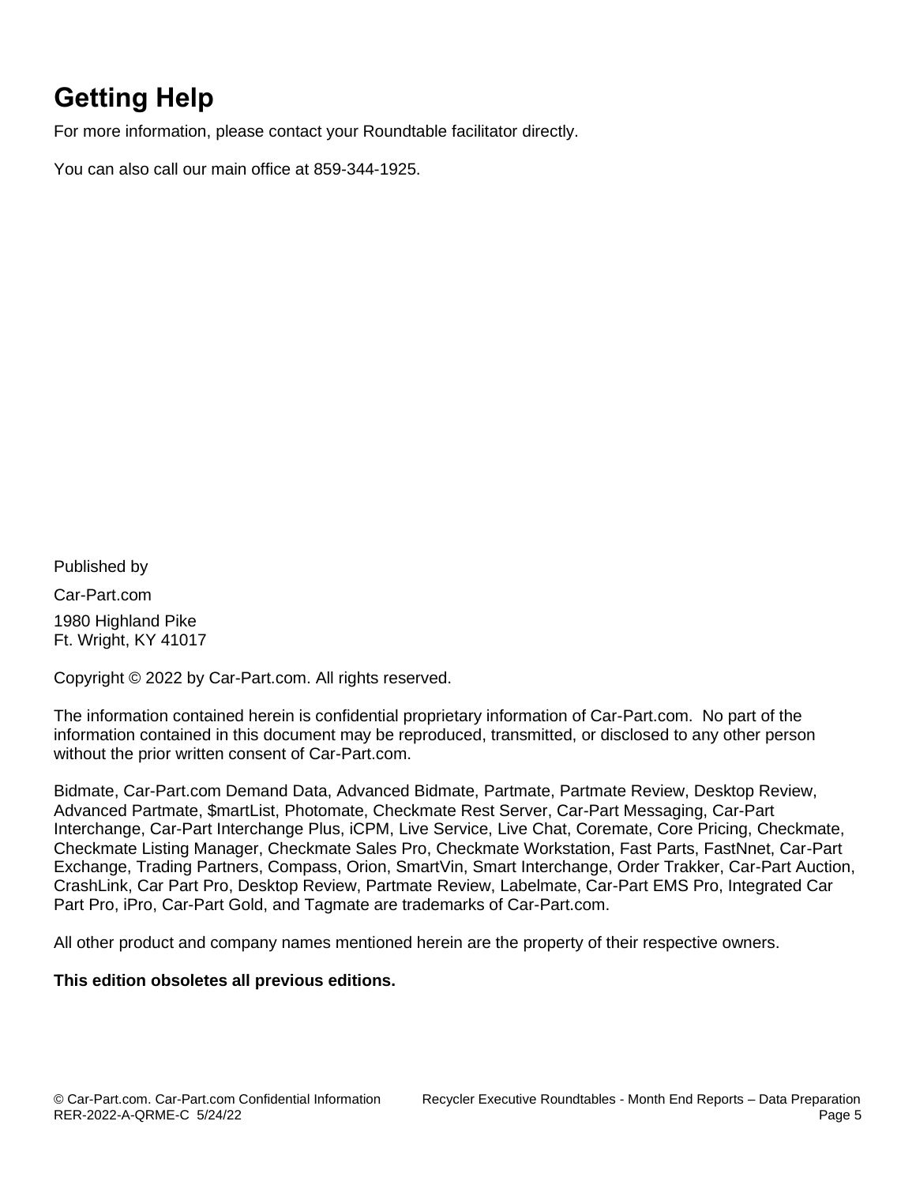# Getting Help

For more information, please contact your Roundtable facilitator directly.

You can also call our main office at 859-344-1925.

Published by

Car-Part.com

1980 Highland Pike
Ft. Wright, KY 41017

Copyright © 2022 by Car-Part.com. All rights reserved.

The information contained herein is confidential proprietary information of Car-Part.com. No part of the information contained in this document may be reproduced, transmitted, or disclosed to any other person without the prior written consent of Car-Part.com.

Bidmate, Car-Part.com Demand Data, Advanced Bidmate, Partmate, Partmate Review, Desktop Review, Advanced Partmate, $martList, Photomate, Checkmate Rest Server, Car-Part Messaging, Car-Part Interchange, Car-Part Interchange Plus, iCPM, Live Service, Live Chat, Coremate, Core Pricing, Checkmate, Checkmate Listing Manager, Checkmate Sales Pro, Checkmate Workstation, Fast Parts, FastNnet, Car-Part Exchange, Trading Partners, Compass, Orion, SmartVin, Smart Interchange, Order Trakker, Car-Part Auction, CrashLink, Car Part Pro, Desktop Review, Partmate Review, Labelmate, Car-Part EMS Pro, Integrated Car Part Pro, iPro, Car-Part Gold, and Tagmate are trademarks of Car-Part.com.

All other product and company names mentioned herein are the property of their respective owners.

**This edition obsoletes all previous editions.**